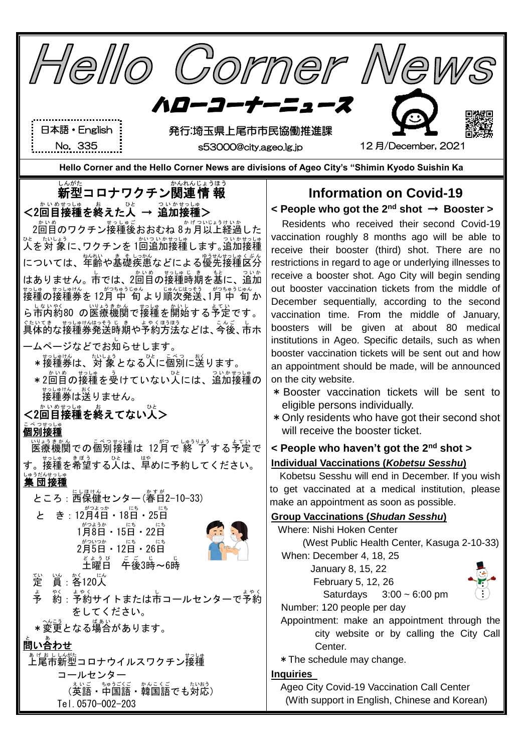# Hello Corner News

## ハローコーナーニュース

日本語・English
No. 335

発行:埼玉県上尾市市民協働推進課
s53000@city.ageo.lg.jp

12月/December, 2021

**Hello Corner and the Hello Corner News are divisions of Ageo City's "Shimin Kyodo Suishin Ka**

## 新型コロナワクチン関連情報

### <2回目接種を終えた人 → 追加接種>

2回目のワクチン接種後おおむね8ヵ月以上経過した人を対象に、ワクチンを1回追加接種します。追加接種については、年齢や基礎疾患などによる優先接種区分はありません。市では、2回目の接種時期を基に、追加接種の接種券を12月中旬より順次発送、1月中旬から市内約80の医療機関で接種を開始する予定です。具体的な接種券発送時期や予約方法などは、今後、市ホームページなどでお知らせします。

＊接種券は、対象となる人に個別に送ります。

＊2回目の接種を受けていない人には、追加接種の接種券は送りません。

### <2回目接種を終えてない人>

**個別接種**

医療機関での個別接種は12月で終了する予定です。接種を希望する人は、早めに予約してください。

**集団接種**

ところ：西保健センター（春日2-10-33）

とき：12月4日・18日・25日
1月8日・15日・22日
2月5日・12日・26日
土曜日 午後3時～6時

定員：各120人

予約：予約サイトまたは市コールセンターで予約をしてください。

＊変更となる場合があります。

**問い合わせ**

上尾市新型コロナウイルスワクチン接種コールセンター
（英語・中国語・韓国語でも対応）
Tel. 0570-002-203

## Information on Covid-19

### < People who got the 2nd shot → Booster >

Residents who received their second Covid-19 vaccination roughly 8 months ago will be able to receive their booster (third) shot. There are no restrictions in regard to age or underlying illnesses to receive a booster shot. Ageo City will begin sending out booster vaccination tickets from the middle of December sequentially, according to the second vaccination time. From the middle of January, boosters will be given at about 80 medical institutions in Ageo. Specific details, such as when booster vaccination tickets will be sent out and how an appointment should be made, will be announced on the city website.

＊Booster vaccination tickets will be sent to eligible persons individually.

＊Only residents who have got their second shot will receive the booster ticket.

### < People who haven't got the 2nd shot >

**Individual Vaccinations (*Kobetsu Sesshu*)**

Kobetsu Sesshu will end in December. If you wish to get vaccinated at a medical institution, please make an appointment as soon as possible.

**Group Vaccinations (*Shudan Sesshu*)**

Where: Nishi Hoken Center
(West Public Health Center, Kasuga 2-10-33)

When: December 4, 18, 25
January 8, 15, 22
February 5, 12, 26
Saturdays 3:00 ~ 6:00 pm

Number: 120 people per day

Appointment: make an appointment through the city website or by calling the City Call Center.

＊The schedule may change.

**Inquiries**

Ageo City Covid-19 Vaccination Call Center
(With support in English, Chinese and Korean)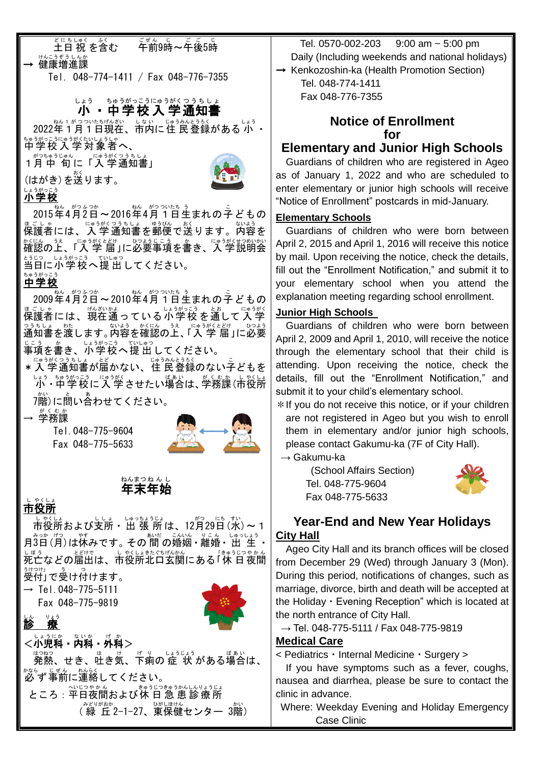土日祝を含む　午前9時～午後5時

→ 健康増進課
Tel. 048-774-1411 / Fax 048-776-7355

## 小・中学校入学通知書

2022年1月1日現在、市内に住民登録がある小・中学校入学対象者へ、1月中旬に「入学通知書」(はがき)を送ります。

**小学校**

2015年4月2日～2016年4月1日生まれの子どもの保護者には、入学通知書を郵便で送ります。内容を確認の上、「入学届」に必要事項を書き、入学説明会当日に小学校へ提出してください。

**中学校**

2009年4月2日～2010年4月1日生まれの子どもの保護者には、現在通っている小学校を通して入学通知書を渡します。内容を確認の上、「入学届」に必要事項を書き、小学校へ提出してください。

＊入学通知書が届かない、住民登録のない子どもを小・中学校に入学させたい場合は、学務課(市役所7階)に問い合わせてください。

→ 学務課
Tel. 048-775-9604
Fax 048-775-5633

## 年末年始

**市役所**

市役所および支所・出張所は、12月29日(水)～1月3日(月)は休みです。その間の婚姻・離婚・出生・死亡などの届出は、市役所北口玄関にある「休日夜間受付」で受け付けます。

→ Tel. 048-775-5111
Fax 048-775-9819

**診療**

<小児科・内科・外科>

発熱、せき、吐き気、下痢の症状がある場合は、必ず事前に連絡してください。

ところ：平日夜間および休日急患診療所
（緑丘2-1-27、東保健センター 3階）

Tel. 0570-002-203　9:00 am ~ 5:00 pm
Daily (Including weekends and national holidays)

→ Kenkozoshin-ka (Health Promotion Section)
Tel. 048-774-1411
Fax 048-776-7355

## Notice of Enrollment for Elementary and Junior High Schools

Guardians of children who are registered in Ageo as of January 1, 2022 and who are scheduled to enter elementary or junior high schools will receive "Notice of Enrollment" postcards in mid-January.

**Elementary Schools**

Guardians of children who were born between April 2, 2015 and April 1, 2016 will receive this notice by mail. Upon receiving the notice, check the details, fill out the "Enrollment Notification," and submit it to your elementary school when you attend the explanation meeting regarding school enrollment.

**Junior High Schools**

Guardians of children who were born between April 2, 2009 and April 1, 2010, will receive the notice through the elementary school that their child is attending. Upon receiving the notice, check the details, fill out the "Enrollment Notification," and submit it to your child's elementary school.

＊If you do not receive this notice, or if your children are not registered in Ageo but you wish to enroll them in elementary and/or junior high schools, please contact Gakumu-ka (7F of City Hall).

→ Gakumu-ka
(School Affairs Section)
Tel. 048-775-9604
Fax 048-775-5633

## Year-End and New Year Holidays

**City Hall**

Ageo City Hall and its branch offices will be closed from December 29 (Wed) through January 3 (Mon). During this period, notifications of changes, such as marriage, divorce, birth and death will be accepted at the Holiday・Evening Reception" which is located at the north entrance of City Hall.

→ Tel. 048-775-5111 / Fax 048-775-9819

**Medical Care**

< Pediatrics・Internal Medicine・Surgery >

If you have symptoms such as a fever, coughs, nausea and diarrhea, please be sure to contact the clinic in advance.

Where: Weekday Evening and Holiday Emergency Case Clinic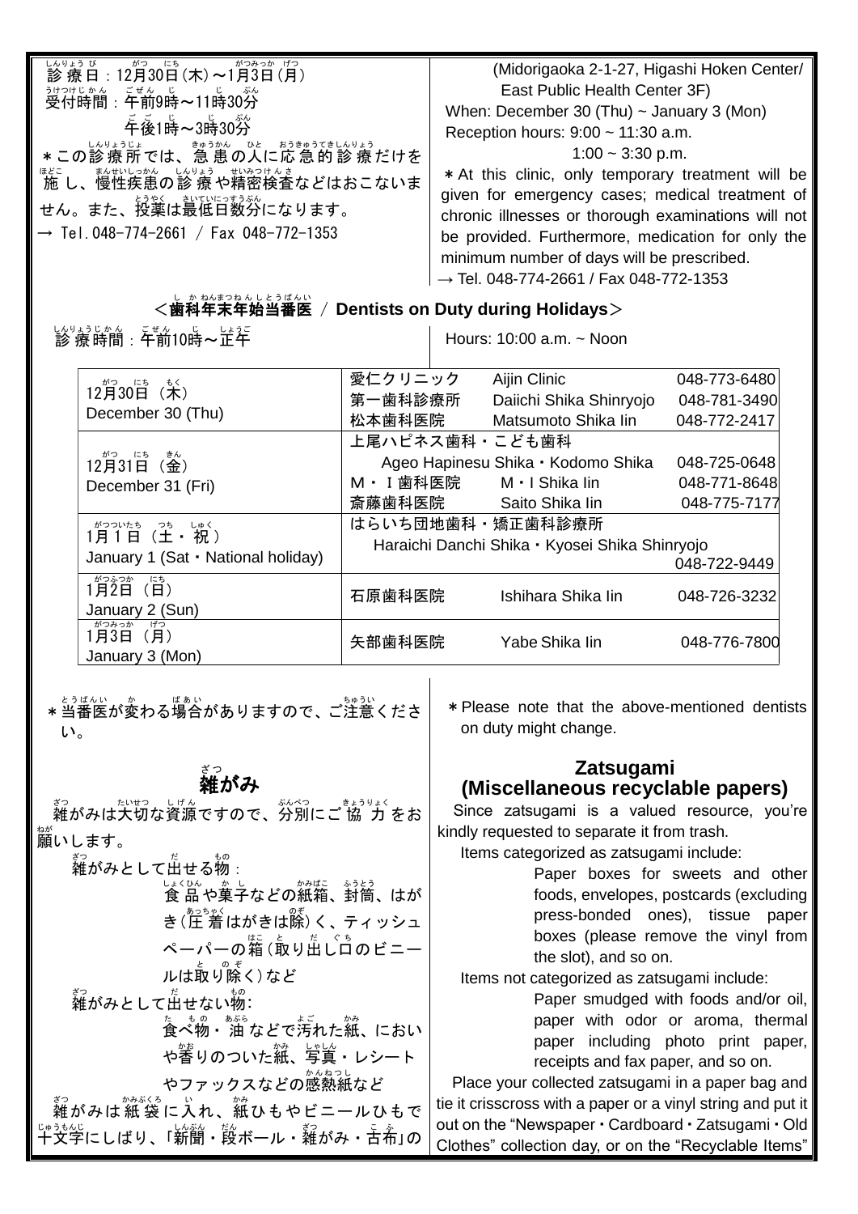診療日：12月30日(木)～1月3日(月)
受付時間：午前9時～11時30分
　　　　　午後1時～3時30分
＊この診療所では、急患の人に応急的診療だけを施し、慢性疾患の診療や精密検査などはおこないません。また、投薬は最低日数分になります。
→ Tel.048-774-2661 / Fax 048-772-1353

(Midorigaoka 2-1-27, Higashi Hoken Center/ East Public Health Center 3F)
When: December 30 (Thu) ~ January 3 (Mon)
Reception hours: 9:00 ~ 11:30 a.m.
1:00 ~ 3:30 p.m.
＊At this clinic, only temporary treatment will be given for emergency cases; medical treatment of chronic illnesses or thorough examinations will not be provided. Furthermore, medication for only the minimum number of days will be prescribed.
→ Tel. 048-774-2661 / Fax 048-772-1353

## ＜歯科年末年始当番医 / Dentists on Duty during Holidays＞

診療時間：午前10時～正午

Hours: 10:00 a.m. ~ Noon

| 日付 / Date | 歯科医院 / Clinic | | 電話 |
|---|---|---|---|
| 12月30日（木） December 30 (Thu) | 愛仁クリニック | Aijin Clinic | 048-773-6480 |
| | 第一歯科診療所 | Daiichi Shika Shinryojo | 048-781-3490 |
| | 松本歯科医院 | Matsumoto Shika Iin | 048-772-2417 |
| 12月31日（金） December 31 (Fri) | 上尾ハピネス歯科・こども歯科 | Ageo Hapinesu Shika・Kodomo Shika | 048-725-0648 |
| | M・I歯科医院 | M・I Shika Iin | 048-771-8648 |
| | 斎藤歯科医院 | Saito Shika Iin | 048-775-7177 |
| 1月1日（土・祝） January 1 (Sat・National holiday) | はらいち団地歯科・矯正歯科診療所 | Haraichi Danchi Shika・Kyosei Shika Shinryojo | 048-722-9449 |
| 1月2日（日） January 2 (Sun) | 石原歯科医院 | Ishihara Shika Iin | 048-726-3232 |
| 1月3日（月） January 3 (Mon) | 矢部歯科医院 | Yabe Shika Iin | 048-776-7800 |

＊当番医が変わる場合がありますので、ご注意ください。

＊Please note that the above-mentioned dentists on duty might change.

## 雑がみ

雑がみは大切な資源ですので、分別にご協力をお願いします。

雑がみとして出せる物：
食品や菓子などの紙箱、封筒、はがき（圧着はがきは除く）、ティッシュペーパーの箱（取り出し口のビニールは取り除く）など

雑がみとして出せない物：
食べ物・油などで汚れた紙、においや香りのついた紙、写真・レシートやファックスなどの感熱紙など

雑がみは紙袋に入れ、紙ひもやビニールひもで十文字にしばり、「新聞・段ボール・雑がみ・古布」の

## Zatsugami (Miscellaneous recyclable papers)

Since zatsugami is a valued resource, you're kindly requested to separate it from trash.

Items categorized as zatsugami include:
Paper boxes for sweets and other foods, envelopes, postcards (excluding press-bonded ones), tissue paper boxes (please remove the vinyl from the slot), and so on.

Items not categorized as zatsugami include:
Paper smudged with foods and/or oil, paper with odor or aroma, thermal paper including photo print paper, receipts and fax paper, and so on.

Place your collected zatsugami in a paper bag and tie it crisscross with a paper or a vinyl string and put it out on the "Newspaper・Cardboard・Zatsugami・Old Clothes" collection day, or on the "Recyclable Items"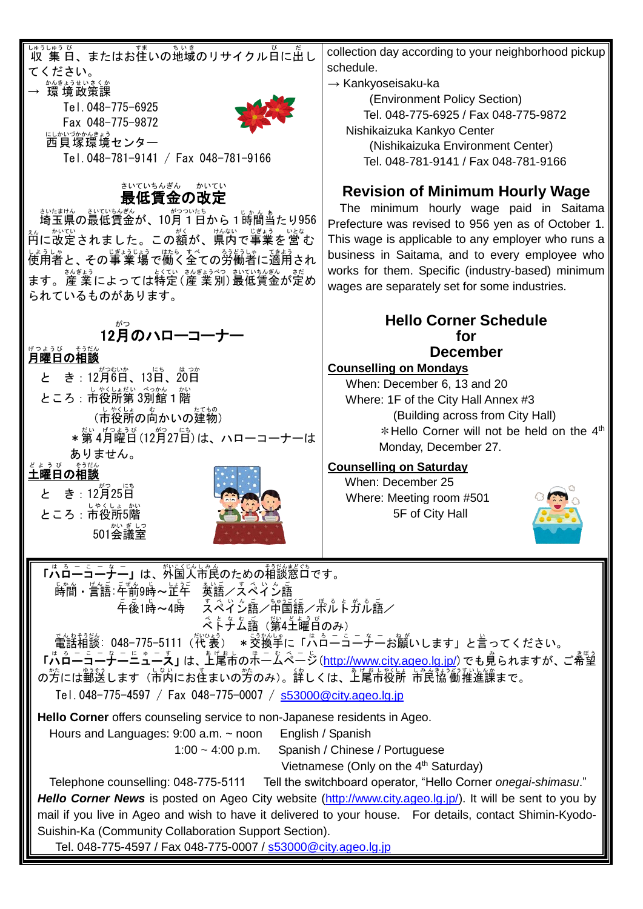収集日、またはお住いの地域のリサイクル日に出してください。

→ 環境政策課
　Tel. 048-775-6925
　Fax 048-775-9872
西貝塚環境センター
　Tel. 048-781-9141 / Fax 048-781-9166

collection day according to your neighborhood pickup schedule.

→ Kankyoseisaku-ka
　(Environment Policy Section)
　Tel. 048-775-6925 / Fax 048-775-9872
Nishikaizuka Kankyo Center
　(Nishikaizuka Environment Center)
　Tel. 048-781-9141 / Fax 048-781-9166

## 最低賃金の改定

埼玉県の最低賃金が、10月1日から1時間当たり956円に改定されました。この額が、県内で事業を営む使用者と、その事業場で働く全ての労働者に適用されます。産業によっては特定(産業別)最低賃金が定められているものがあります。

## Revision of Minimum Hourly Wage

The minimum hourly wage paid in Saitama Prefecture was revised to 956 yen as of October 1. This wage is applicable to any employer who runs a business in Saitama, and to every employee who works for them. Specific (industry-based) minimum wages are separately set for some industries.

## 12月のハローコーナー

**月曜日の相談**

と　き：12月6日、13日、20日
ところ：市役所第3別館1階
　(市役所の向かいの建物)
　＊第4月曜日(12月27日)は、ハローコーナーはありません。

**土曜日の相談**

と　き：12月25日
ところ：市役所5階
　501会議室

## Hello Corner Schedule for December

**Counselling on Mondays**

When: December 6, 13 and 20
Where: 1F of the City Hall Annex #3
　(Building across from City Hall)
　＊Hello Corner will not be held on the 4th Monday, December 27.

**Counselling on Saturday**

When: December 25
Where: Meeting room #501
　5F of City Hall

「ハローコーナー」は、外国人市民のための相談窓口です。
　時間・言語：午前9時～正午　英語／スペイン語
　　　　　　　午後1時～4時　スペイン語／中国語／ポルトガル語／ベトナム語（第4土曜日のみ）
　電話相談：048-775-5111（代表）　＊交換手に「ハローコーナーお願いします」と言ってください。
**「ハローコーナーニュース」**は、上尾市のホームページ(http://www.city.ageo.lg.jp/)でも見られますが、ご希望の方には郵送します（市内にお住まいの方のみ）。詳しくは、上尾市役所 市民協働推進課まで。
　Tel. 048-775-4597 / Fax 048-775-0007 / s53000@city.ageo.lg.jp

**Hello Corner** offers counseling service to non-Japanese residents in Ageo.
　Hours and Languages: 9:00 a.m. ~ noon　English / Spanish
　　　　　　　　　　　1:00 ~ 4:00 p.m.　Spanish / Chinese / Portuguese
　　　　　　　　　　　　Vietnamese (Only on the 4th Saturday)
　Telephone counselling: 048-775-5111　Tell the switchboard operator, "Hello Corner *onegai-shimasu*."
***Hello Corner News*** is posted on Ageo City website (http://www.city.ageo.lg.jp/). It will be sent to you by mail if you live in Ageo and wish to have it delivered to your house. For details, contact Shimin-Kyodo-Suishin-Ka (Community Collaboration Support Section).
　Tel. 048-775-4597 / Fax 048-775-0007 / s53000@city.ageo.lg.jp